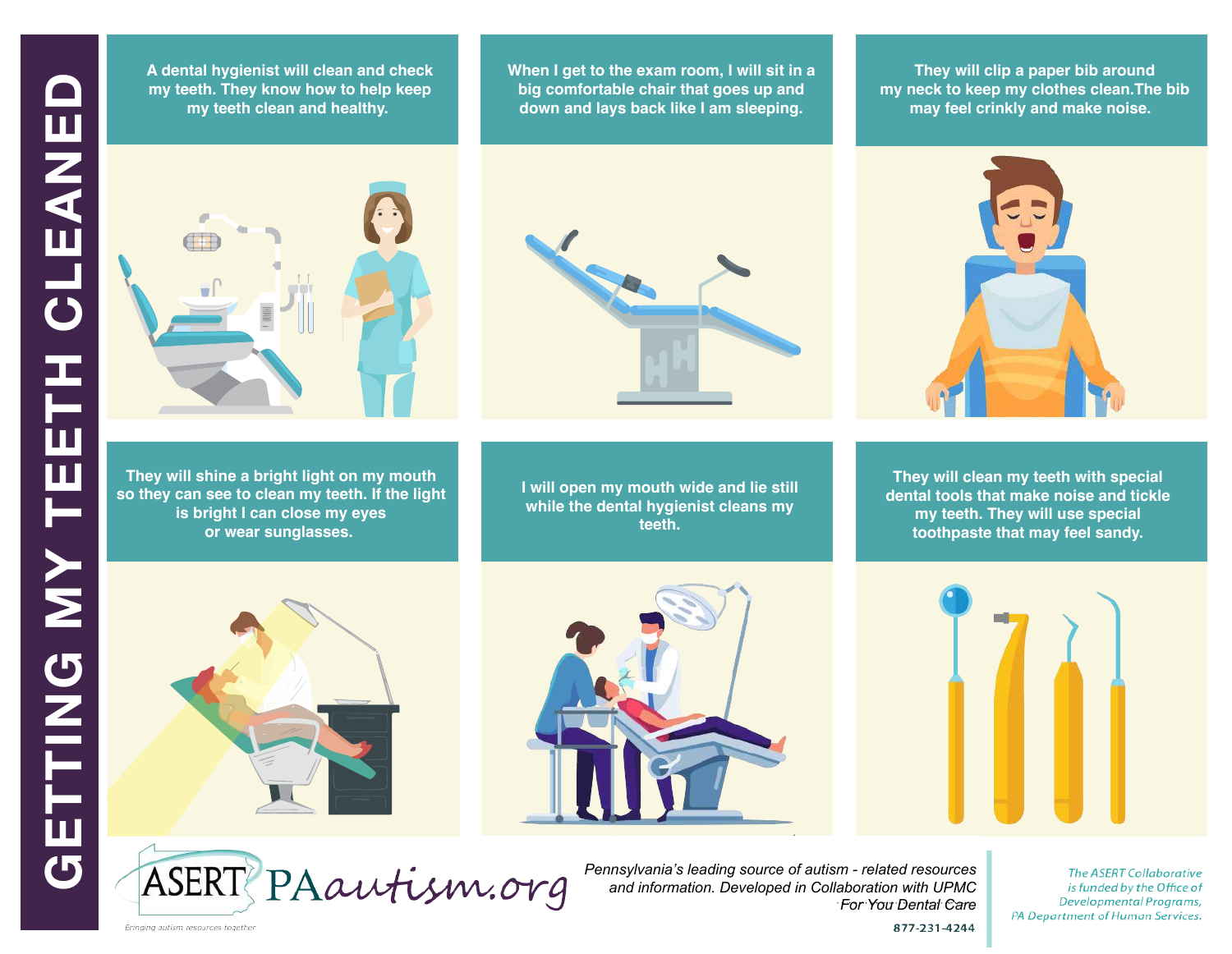# GETTING MY TEETH CLEANED

A dental hygienist will clean and check my teeth. They know how to help keep my teeth clean and healthy.

When I get to the exam room, I will sit in a big comfortable chair that goes up and down and lays back like I am sleeping.

They will clip a paper bib around my neck to keep my clothes clean.The bib may feel crinkly and make noise.

They will shine a bright light on my mouth so they can see to clean my teeth. If the light is bright I can close my eyes or wear sunglasses.

I will open my mouth wide and lie still while the dental hygienist cleans my teeth.

They will clean my teeth with special dental tools that make noise and tickle my teeth. They will use special toothpaste that may feel sandy.

ASERT PAautism.org

Bringing autism resources together

*Pennsylvania's leading source of autism - related resources and information. Developed in Collaboration with UPMC For You Dental Care*

877-231-4244

*The ASERT Collaborative is funded by the Office of Developmental Programs, PA Department of Human Services.*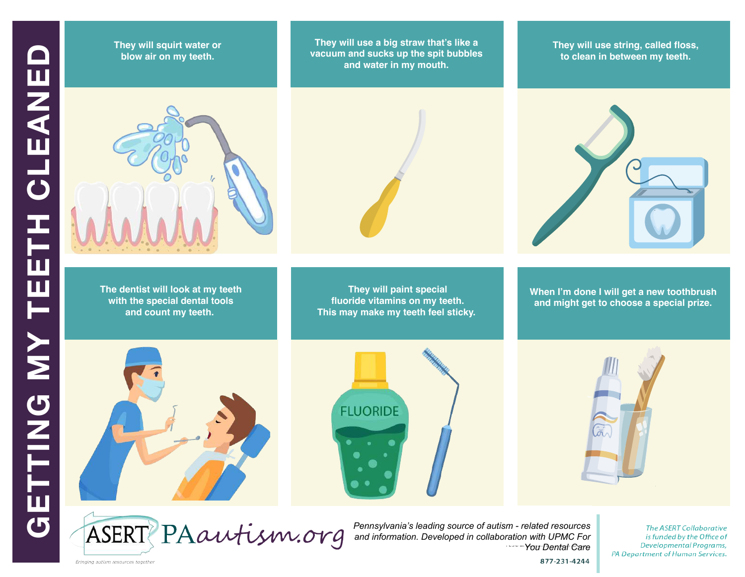# GETTING MY TEETH CLEANED

They will squirt water or blow air on my teeth.

They will use a big straw that's like a vacuum and sucks up the spit bubbles and water in my mouth.

They will use string, called floss, to clean in between my teeth.

The dentist will look at my teeth with the special dental tools and count my teeth.

They will paint special fluoride vitamins on my teeth. This may make my teeth feel sticky.

FLUORIDE

When I'm done I will get a new toothbrush and might get to choose a special prize.

ASERT PAautism.org

Bringing autism resources together

*Pennsylvania's leading source of autism - related resources and information. Developed in collaboration with UPMC For You Dental Care*

877-231-4244

*The ASERT Collaborative is funded by the Office of Developmental Programs, PA Department of Human Services.*